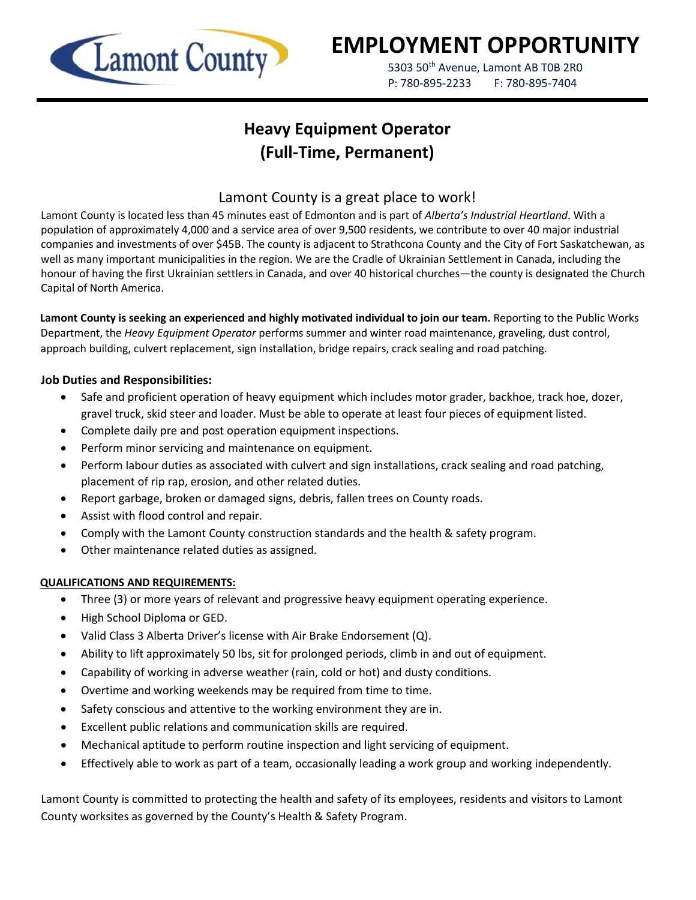Lamont County

# EMPLOYMENT OPPORTUNITY

5303 50th Avenue, Lamont AB T0B 2R0
P: 780-895-2233 F: 780-895-7404

## Heavy Equipment Operator (Full-Time, Permanent)

### Lamont County is a great place to work!

Lamont County is located less than 45 minutes east of Edmonton and is part of *Alberta's Industrial Heartland*. With a population of approximately 4,000 and a service area of over 9,500 residents, we contribute to over 40 major industrial companies and investments of over $45B. The county is adjacent to Strathcona County and the City of Fort Saskatchewan, as well as many important municipalities in the region. We are the Cradle of Ukrainian Settlement in Canada, including the honour of having the first Ukrainian settlers in Canada, and over 40 historical churches—the county is designated the Church Capital of North America.

**Lamont County is seeking an experienced and highly motivated individual to join our team.** Reporting to the Public Works Department, the *Heavy Equipment Operator* performs summer and winter road maintenance, graveling, dust control, approach building, culvert replacement, sign installation, bridge repairs, crack sealing and road patching.

**Job Duties and Responsibilities:**

- Safe and proficient operation of heavy equipment which includes motor grader, backhoe, track hoe, dozer, gravel truck, skid steer and loader. Must be able to operate at least four pieces of equipment listed.
- Complete daily pre and post operation equipment inspections.
- Perform minor servicing and maintenance on equipment.
- Perform labour duties as associated with culvert and sign installations, crack sealing and road patching, placement of rip rap, erosion, and other related duties.
- Report garbage, broken or damaged signs, debris, fallen trees on County roads.
- Assist with flood control and repair.
- Comply with the Lamont County construction standards and the health & safety program.
- Other maintenance related duties as assigned.

**QUALIFICATIONS AND REQUIREMENTS:**

- Three (3) or more years of relevant and progressive heavy equipment operating experience.
- High School Diploma or GED.
- Valid Class 3 Alberta Driver's license with Air Brake Endorsement (Q).
- Ability to lift approximately 50 lbs, sit for prolonged periods, climb in and out of equipment.
- Capability of working in adverse weather (rain, cold or hot) and dusty conditions.
- Overtime and working weekends may be required from time to time.
- Safety conscious and attentive to the working environment they are in.
- Excellent public relations and communication skills are required.
- Mechanical aptitude to perform routine inspection and light servicing of equipment.
- Effectively able to work as part of a team, occasionally leading a work group and working independently.

Lamont County is committed to protecting the health and safety of its employees, residents and visitors to Lamont County worksites as governed by the County's Health & Safety Program.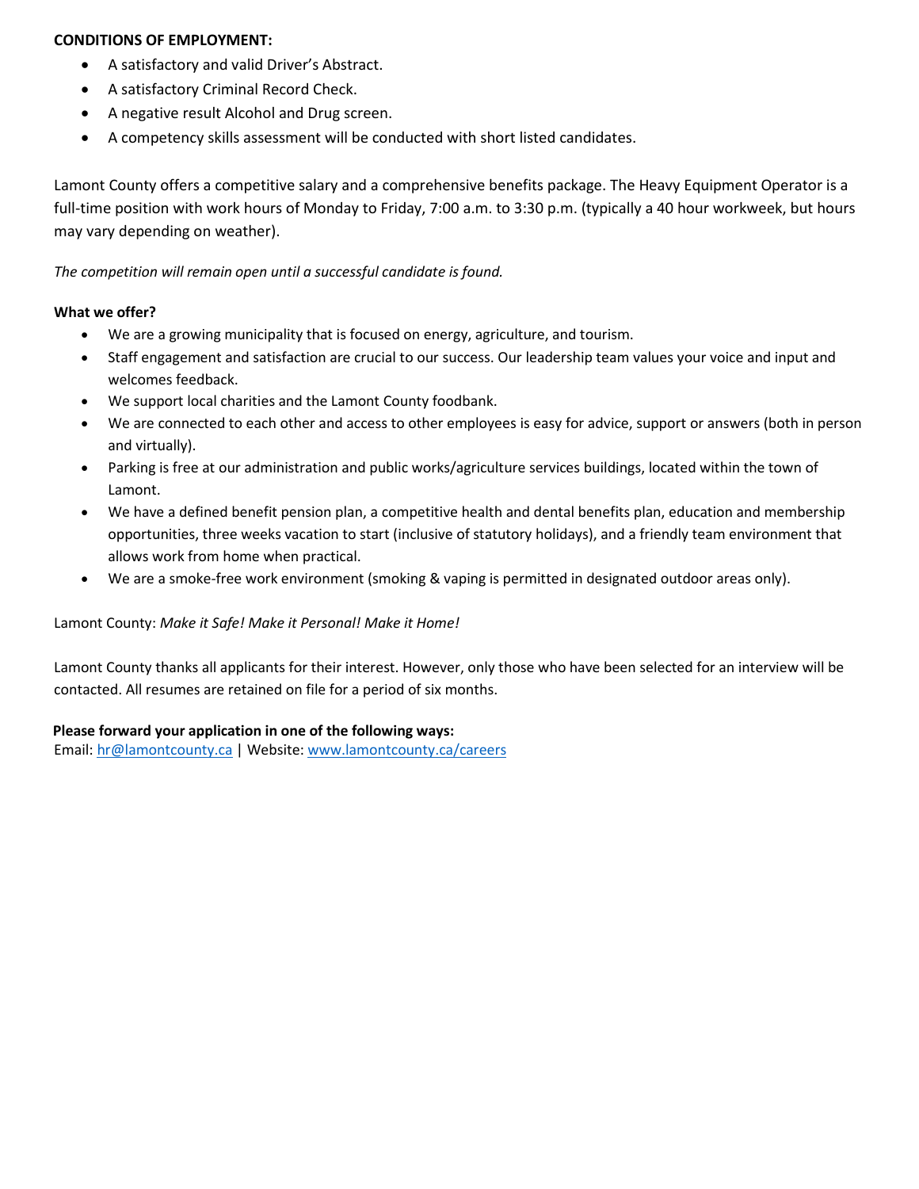**CONDITIONS OF EMPLOYMENT:**

- A satisfactory and valid Driver's Abstract.
- A satisfactory Criminal Record Check.
- A negative result Alcohol and Drug screen.
- A competency skills assessment will be conducted with short listed candidates.

Lamont County offers a competitive salary and a comprehensive benefits package. The Heavy Equipment Operator is a full-time position with work hours of Monday to Friday, 7:00 a.m. to 3:30 p.m. (typically a 40 hour workweek, but hours may vary depending on weather).

*The competition will remain open until a successful candidate is found.*

**What we offer?**

- We are a growing municipality that is focused on energy, agriculture, and tourism.
- Staff engagement and satisfaction are crucial to our success. Our leadership team values your voice and input and welcomes feedback.
- We support local charities and the Lamont County foodbank.
- We are connected to each other and access to other employees is easy for advice, support or answers (both in person and virtually).
- Parking is free at our administration and public works/agriculture services buildings, located within the town of Lamont.
- We have a defined benefit pension plan, a competitive health and dental benefits plan, education and membership opportunities, three weeks vacation to start (inclusive of statutory holidays), and a friendly team environment that allows work from home when practical.
- We are a smoke-free work environment (smoking & vaping is permitted in designated outdoor areas only).

Lamont County: *Make it Safe! Make it Personal! Make it Home!*

Lamont County thanks all applicants for their interest. However, only those who have been selected for an interview will be contacted. All resumes are retained on file for a period of six months.

**Please forward your application in one of the following ways:**
Email: [hr@lamontcounty.ca](mailto:hr@lamontcounty.ca) | Website: [www.lamontcounty.ca/careers](http://www.lamontcounty.ca/careers)